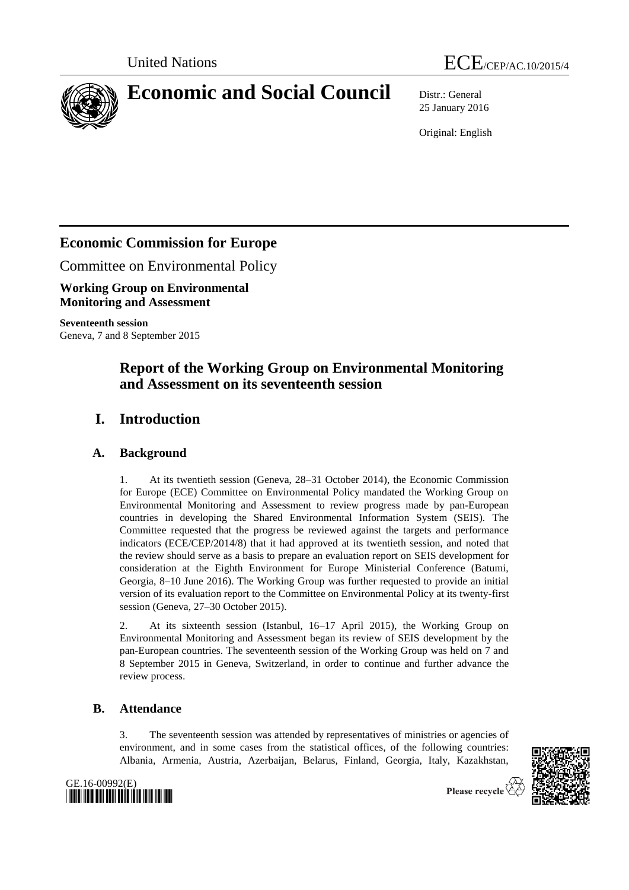United Nations ECE/CEP/AC.10/2015/4

# Economic and Social Council

Distr.: General
25 January 2016

Original: English

## Economic Commission for Europe

Committee on Environmental Policy

**Working Group on Environmental Monitoring and Assessment**

**Seventeenth session**
Geneva, 7 and 8 September 2015

## Report of the Working Group on Environmental Monitoring and Assessment on its seventeenth session

## I. Introduction

### A. Background

1. At its twentieth session (Geneva, 28–31 October 2014), the Economic Commission for Europe (ECE) Committee on Environmental Policy mandated the Working Group on Environmental Monitoring and Assessment to review progress made by pan-European countries in developing the Shared Environmental Information System (SEIS). The Committee requested that the progress be reviewed against the targets and performance indicators (ECE/CEP/2014/8) that it had approved at its twentieth session, and noted that the review should serve as a basis to prepare an evaluation report on SEIS development for consideration at the Eighth Environment for Europe Ministerial Conference (Batumi, Georgia, 8–10 June 2016). The Working Group was further requested to provide an initial version of its evaluation report to the Committee on Environmental Policy at its twenty-first session (Geneva, 27–30 October 2015).

2. At its sixteenth session (Istanbul, 16–17 April 2015), the Working Group on Environmental Monitoring and Assessment began its review of SEIS development by the pan-European countries. The seventeenth session of the Working Group was held on 7 and 8 September 2015 in Geneva, Switzerland, in order to continue and further advance the review process.

### B. Attendance

3. The seventeenth session was attended by representatives of ministries or agencies of environment, and in some cases from the statistical offices, of the following countries: Albania, Armenia, Austria, Azerbaijan, Belarus, Finland, Georgia, Italy, Kazakhstan,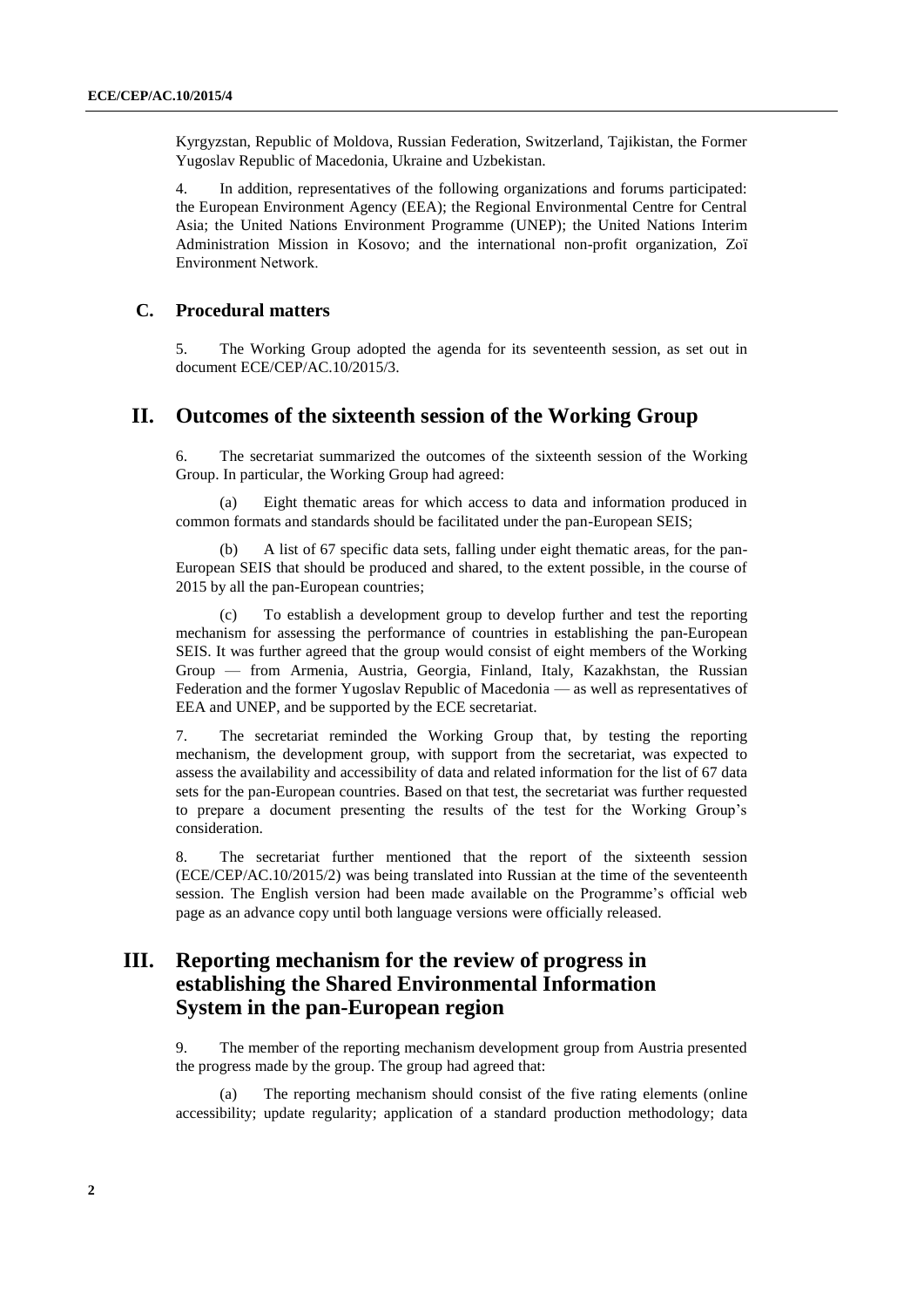Kyrgyzstan, Republic of Moldova, Russian Federation, Switzerland, Tajikistan, the Former Yugoslav Republic of Macedonia, Ukraine and Uzbekistan.

4. In addition, representatives of the following organizations and forums participated: the European Environment Agency (EEA); the Regional Environmental Centre for Central Asia; the United Nations Environment Programme (UNEP); the United Nations Interim Administration Mission in Kosovo; and the international non-profit organization, Zoï Environment Network.

## C. Procedural matters

5. The Working Group adopted the agenda for its seventeenth session, as set out in document ECE/CEP/AC.10/2015/3.

# II. Outcomes of the sixteenth session of the Working Group

6. The secretariat summarized the outcomes of the sixteenth session of the Working Group. In particular, the Working Group had agreed:

(a) Eight thematic areas for which access to data and information produced in common formats and standards should be facilitated under the pan-European SEIS;

(b) A list of 67 specific data sets, falling under eight thematic areas, for the pan-European SEIS that should be produced and shared, to the extent possible, in the course of 2015 by all the pan-European countries;

(c) To establish a development group to develop further and test the reporting mechanism for assessing the performance of countries in establishing the pan-European SEIS. It was further agreed that the group would consist of eight members of the Working Group — from Armenia, Austria, Georgia, Finland, Italy, Kazakhstan, the Russian Federation and the former Yugoslav Republic of Macedonia — as well as representatives of EEA and UNEP, and be supported by the ECE secretariat.

7. The secretariat reminded the Working Group that, by testing the reporting mechanism, the development group, with support from the secretariat, was expected to assess the availability and accessibility of data and related information for the list of 67 data sets for the pan-European countries. Based on that test, the secretariat was further requested to prepare a document presenting the results of the test for the Working Group's consideration.

8. The secretariat further mentioned that the report of the sixteenth session (ECE/CEP/AC.10/2015/2) was being translated into Russian at the time of the seventeenth session. The English version had been made available on the Programme's official web page as an advance copy until both language versions were officially released.

# III. Reporting mechanism for the review of progress in establishing the Shared Environmental Information System in the pan-European region

9. The member of the reporting mechanism development group from Austria presented the progress made by the group. The group had agreed that:

(a) The reporting mechanism should consist of the five rating elements (online accessibility; update regularity; application of a standard production methodology; data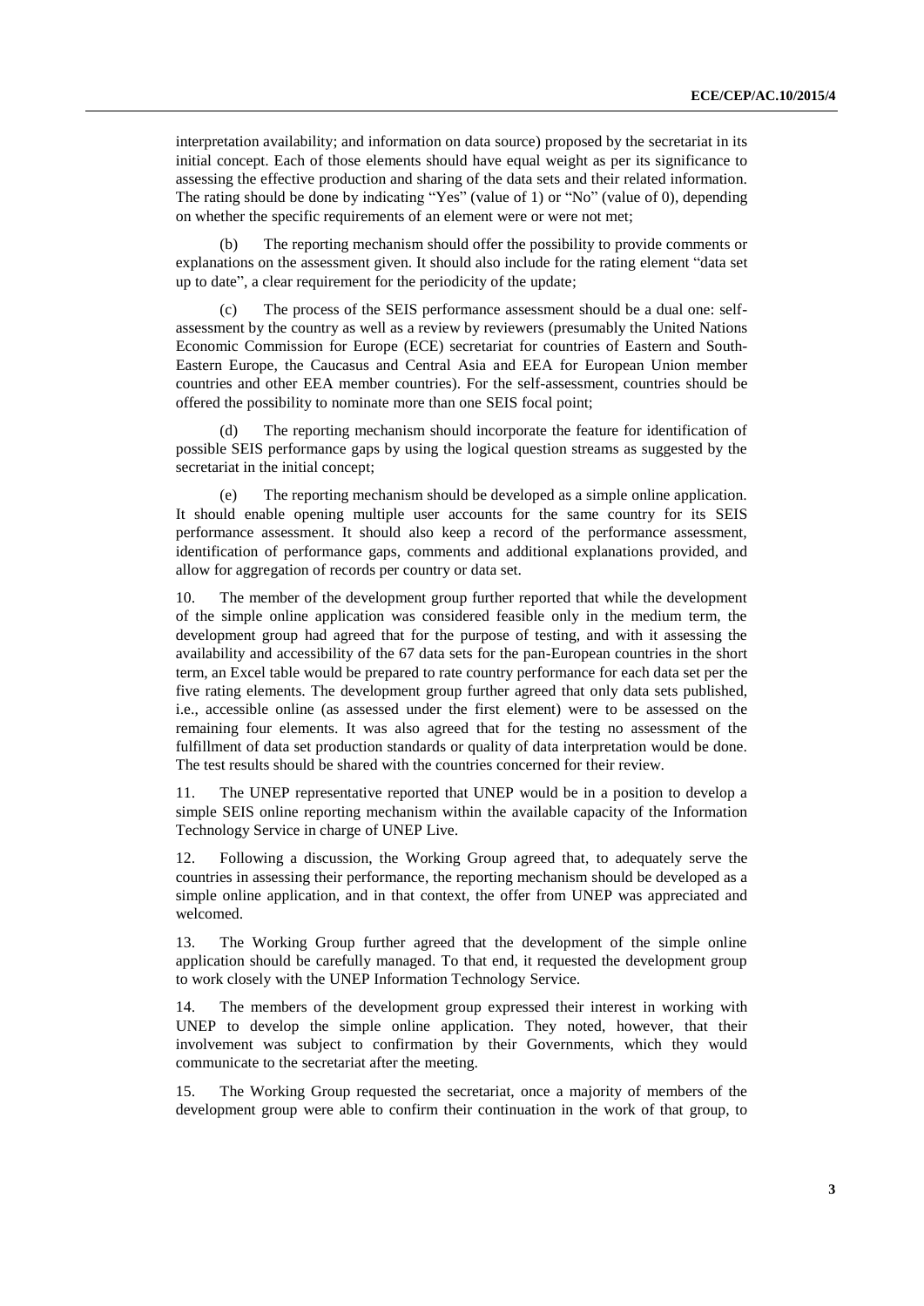interpretation availability; and information on data source) proposed by the secretariat in its initial concept. Each of those elements should have equal weight as per its significance to assessing the effective production and sharing of the data sets and their related information. The rating should be done by indicating "Yes" (value of 1) or "No" (value of 0), depending on whether the specific requirements of an element were or were not met;

(b) The reporting mechanism should offer the possibility to provide comments or explanations on the assessment given. It should also include for the rating element "data set up to date", a clear requirement for the periodicity of the update;

(c) The process of the SEIS performance assessment should be a dual one: self-assessment by the country as well as a review by reviewers (presumably the United Nations Economic Commission for Europe (ECE) secretariat for countries of Eastern and South-Eastern Europe, the Caucasus and Central Asia and EEA for European Union member countries and other EEA member countries). For the self-assessment, countries should be offered the possibility to nominate more than one SEIS focal point;

(d) The reporting mechanism should incorporate the feature for identification of possible SEIS performance gaps by using the logical question streams as suggested by the secretariat in the initial concept;

(e) The reporting mechanism should be developed as a simple online application. It should enable opening multiple user accounts for the same country for its SEIS performance assessment. It should also keep a record of the performance assessment, identification of performance gaps, comments and additional explanations provided, and allow for aggregation of records per country or data set.

10. The member of the development group further reported that while the development of the simple online application was considered feasible only in the medium term, the development group had agreed that for the purpose of testing, and with it assessing the availability and accessibility of the 67 data sets for the pan-European countries in the short term, an Excel table would be prepared to rate country performance for each data set per the five rating elements. The development group further agreed that only data sets published, i.e., accessible online (as assessed under the first element) were to be assessed on the remaining four elements. It was also agreed that for the testing no assessment of the fulfillment of data set production standards or quality of data interpretation would be done. The test results should be shared with the countries concerned for their review.

11. The UNEP representative reported that UNEP would be in a position to develop a simple SEIS online reporting mechanism within the available capacity of the Information Technology Service in charge of UNEP Live.

12. Following a discussion, the Working Group agreed that, to adequately serve the countries in assessing their performance, the reporting mechanism should be developed as a simple online application, and in that context, the offer from UNEP was appreciated and welcomed.

13. The Working Group further agreed that the development of the simple online application should be carefully managed. To that end, it requested the development group to work closely with the UNEP Information Technology Service.

14. The members of the development group expressed their interest in working with UNEP to develop the simple online application. They noted, however, that their involvement was subject to confirmation by their Governments, which they would communicate to the secretariat after the meeting.

15. The Working Group requested the secretariat, once a majority of members of the development group were able to confirm their continuation in the work of that group, to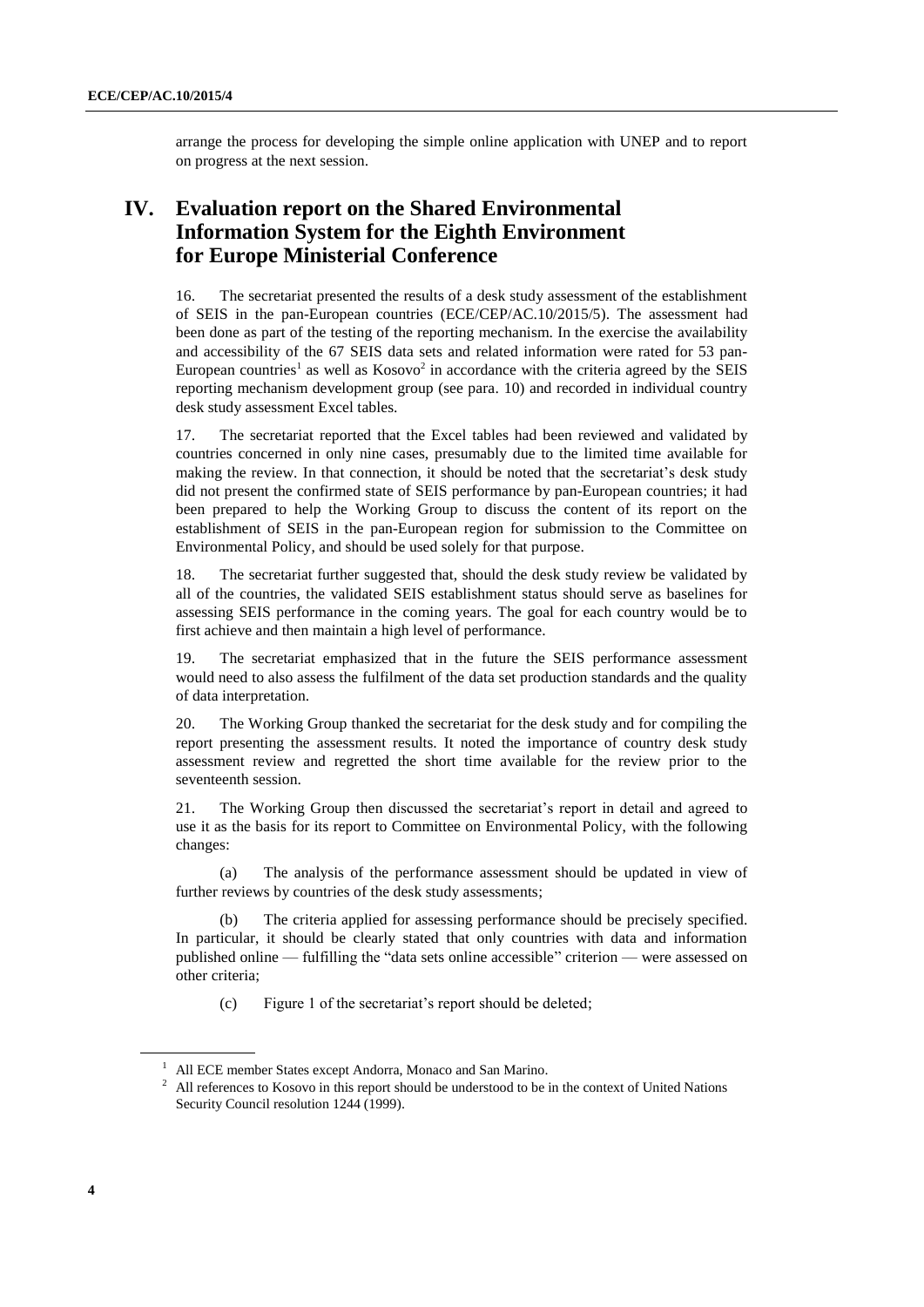arrange the process for developing the simple online application with UNEP and to report on progress at the next session.

## IV. Evaluation report on the Shared Environmental Information System for the Eighth Environment for Europe Ministerial Conference

16. The secretariat presented the results of a desk study assessment of the establishment of SEIS in the pan-European countries (ECE/CEP/AC.10/2015/5). The assessment had been done as part of the testing of the reporting mechanism. In the exercise the availability and accessibility of the 67 SEIS data sets and related information were rated for 53 pan-European countries[1] as well as Kosovo[2] in accordance with the criteria agreed by the SEIS reporting mechanism development group (see para. 10) and recorded in individual country desk study assessment Excel tables.

17. The secretariat reported that the Excel tables had been reviewed and validated by countries concerned in only nine cases, presumably due to the limited time available for making the review. In that connection, it should be noted that the secretariat's desk study did not present the confirmed state of SEIS performance by pan-European countries; it had been prepared to help the Working Group to discuss the content of its report on the establishment of SEIS in the pan-European region for submission to the Committee on Environmental Policy, and should be used solely for that purpose.

18. The secretariat further suggested that, should the desk study review be validated by all of the countries, the validated SEIS establishment status should serve as baselines for assessing SEIS performance in the coming years. The goal for each country would be to first achieve and then maintain a high level of performance.

19. The secretariat emphasized that in the future the SEIS performance assessment would need to also assess the fulfilment of the data set production standards and the quality of data interpretation.

20. The Working Group thanked the secretariat for the desk study and for compiling the report presenting the assessment results. It noted the importance of country desk study assessment review and regretted the short time available for the review prior to the seventeenth session.

21. The Working Group then discussed the secretariat's report in detail and agreed to use it as the basis for its report to Committee on Environmental Policy, with the following changes:

(a) The analysis of the performance assessment should be updated in view of further reviews by countries of the desk study assessments;

(b) The criteria applied for assessing performance should be precisely specified. In particular, it should be clearly stated that only countries with data and information published online — fulfilling the "data sets online accessible" criterion — were assessed on other criteria;

(c) Figure 1 of the secretariat's report should be deleted;

---

[1] All ECE member States except Andorra, Monaco and San Marino.

[2] All references to Kosovo in this report should be understood to be in the context of United Nations Security Council resolution 1244 (1999).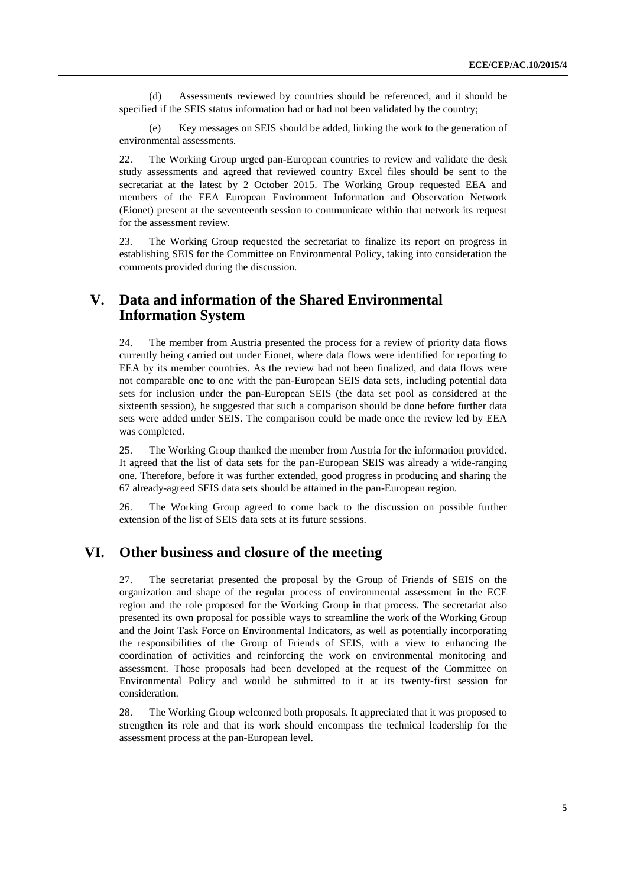(d) Assessments reviewed by countries should be referenced, and it should be specified if the SEIS status information had or had not been validated by the country;

(e) Key messages on SEIS should be added, linking the work to the generation of environmental assessments.

22. The Working Group urged pan-European countries to review and validate the desk study assessments and agreed that reviewed country Excel files should be sent to the secretariat at the latest by 2 October 2015. The Working Group requested EEA and members of the EEA European Environment Information and Observation Network (Eionet) present at the seventeenth session to communicate within that network its request for the assessment review.

23. The Working Group requested the secretariat to finalize its report on progress in establishing SEIS for the Committee on Environmental Policy, taking into consideration the comments provided during the discussion.

## V. Data and information of the Shared Environmental Information System

24. The member from Austria presented the process for a review of priority data flows currently being carried out under Eionet, where data flows were identified for reporting to EEA by its member countries. As the review had not been finalized, and data flows were not comparable one to one with the pan-European SEIS data sets, including potential data sets for inclusion under the pan-European SEIS (the data set pool as considered at the sixteenth session), he suggested that such a comparison should be done before further data sets were added under SEIS. The comparison could be made once the review led by EEA was completed.

25. The Working Group thanked the member from Austria for the information provided. It agreed that the list of data sets for the pan-European SEIS was already a wide-ranging one. Therefore, before it was further extended, good progress in producing and sharing the 67 already-agreed SEIS data sets should be attained in the pan-European region.

26. The Working Group agreed to come back to the discussion on possible further extension of the list of SEIS data sets at its future sessions.

## VI. Other business and closure of the meeting

27. The secretariat presented the proposal by the Group of Friends of SEIS on the organization and shape of the regular process of environmental assessment in the ECE region and the role proposed for the Working Group in that process. The secretariat also presented its own proposal for possible ways to streamline the work of the Working Group and the Joint Task Force on Environmental Indicators, as well as potentially incorporating the responsibilities of the Group of Friends of SEIS, with a view to enhancing the coordination of activities and reinforcing the work on environmental monitoring and assessment. Those proposals had been developed at the request of the Committee on Environmental Policy and would be submitted to it at its twenty-first session for consideration.

28. The Working Group welcomed both proposals. It appreciated that it was proposed to strengthen its role and that its work should encompass the technical leadership for the assessment process at the pan-European level.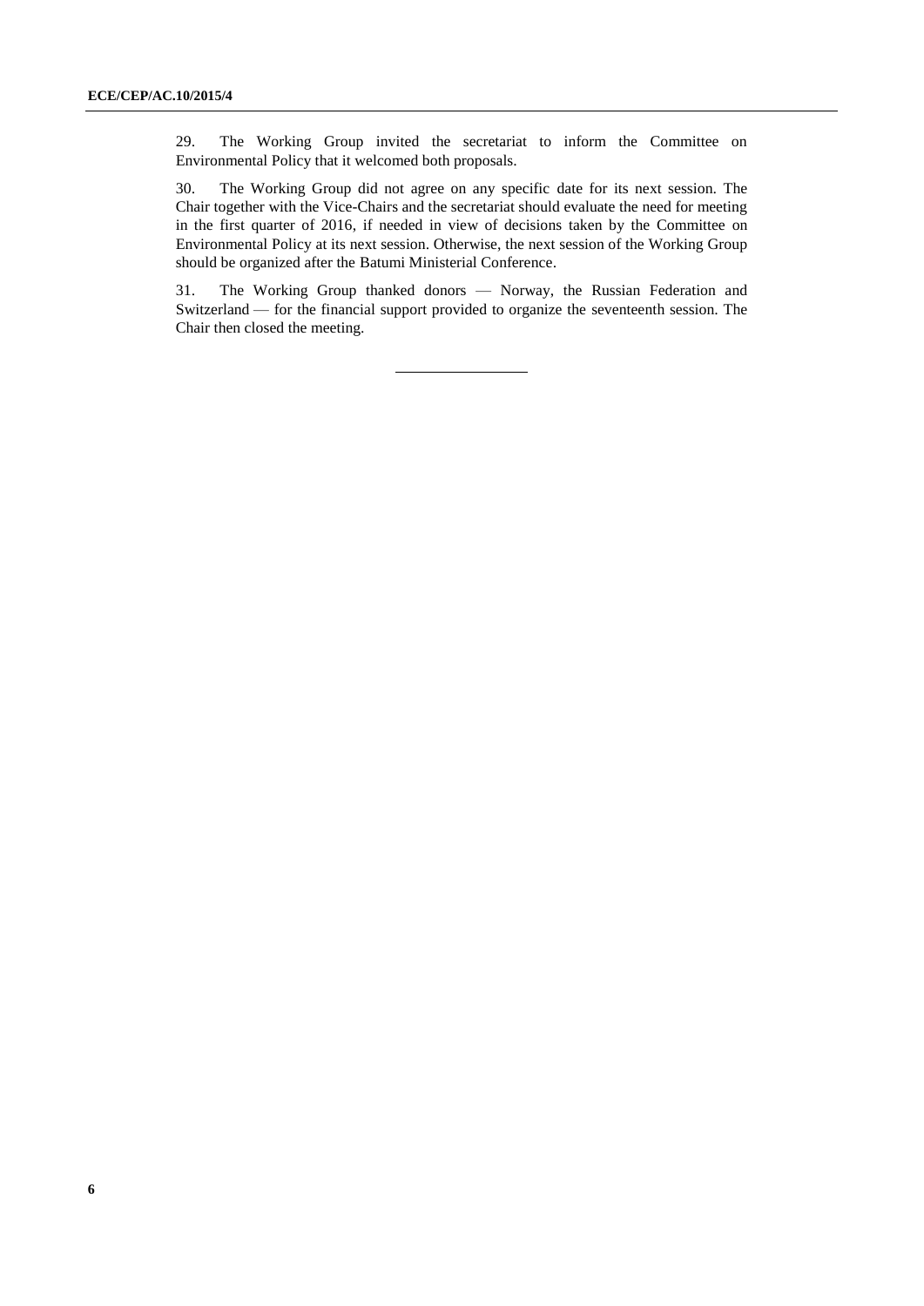29. The Working Group invited the secretariat to inform the Committee on Environmental Policy that it welcomed both proposals.

30. The Working Group did not agree on any specific date for its next session. The Chair together with the Vice-Chairs and the secretariat should evaluate the need for meeting in the first quarter of 2016, if needed in view of decisions taken by the Committee on Environmental Policy at its next session. Otherwise, the next session of the Working Group should be organized after the Batumi Ministerial Conference.

31. The Working Group thanked donors — Norway, the Russian Federation and Switzerland — for the financial support provided to organize the seventeenth session. The Chair then closed the meeting.